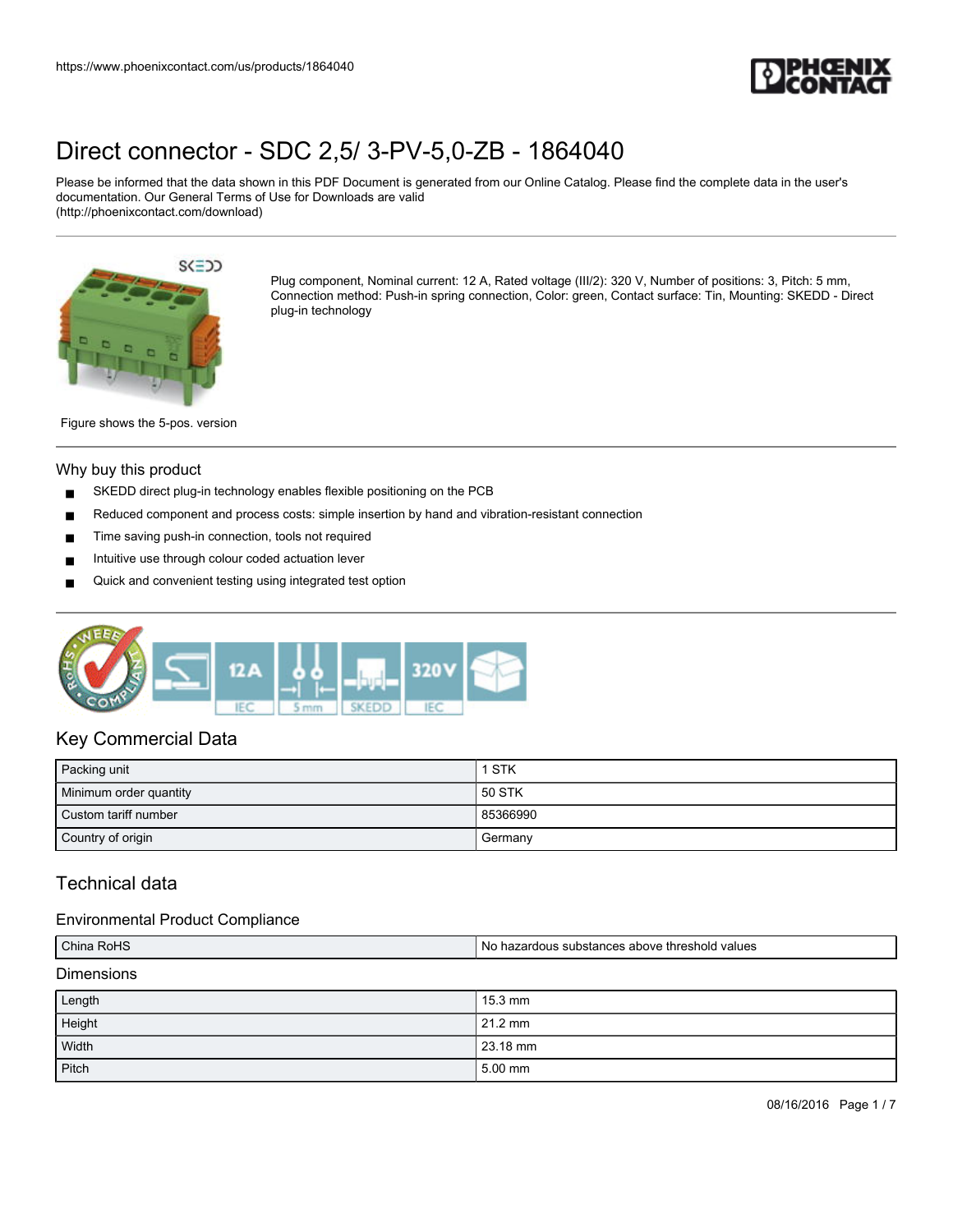# Direct connector - SDC 2,5/ 3-PV-5,0-ZB - 1864040

Please be informed that the data shown in this PDF Document is generated from our Online Catalog. Please find the complete data in the user's documentation. Our General Terms of Use for Downloads are valid (http://phoenixcontact.com/download)

Plug component, Nominal current: 12 A, Rated voltage (III/2): 320 V, Number of positions: 3, Pitch: 5 mm, Connection method: Push-in spring connection, Color: green, Contact surface: Tin, Mounting: SKEDD - Direct plug-in technology

Figure shows the 5-pos. version

## Why buy this product

- SKEDD direct plug-in technology enables flexible positioning on the PCB
- Reduced component and process costs: simple insertion by hand and vibration-resistant connection
- Time saving push-in connection, tools not required
- Intuitive use through colour coded actuation lever
- Quick and convenient testing using integrated test option

## Key Commercial Data

| | |
|---|---|
| Packing unit | 1 STK |
| Minimum order quantity | 50 STK |
| Custom tariff number | 85366990 |
| Country of origin | Germany |

## Technical data

### Environmental Product Compliance

| | |
|---|---|
| China RoHS | No hazardous substances above threshold values |

### Dimensions

| | |
|---|---|
| Length | 15.3 mm |
| Height | 21.2 mm |
| Width | 23.18 mm |
| Pitch | 5.00 mm |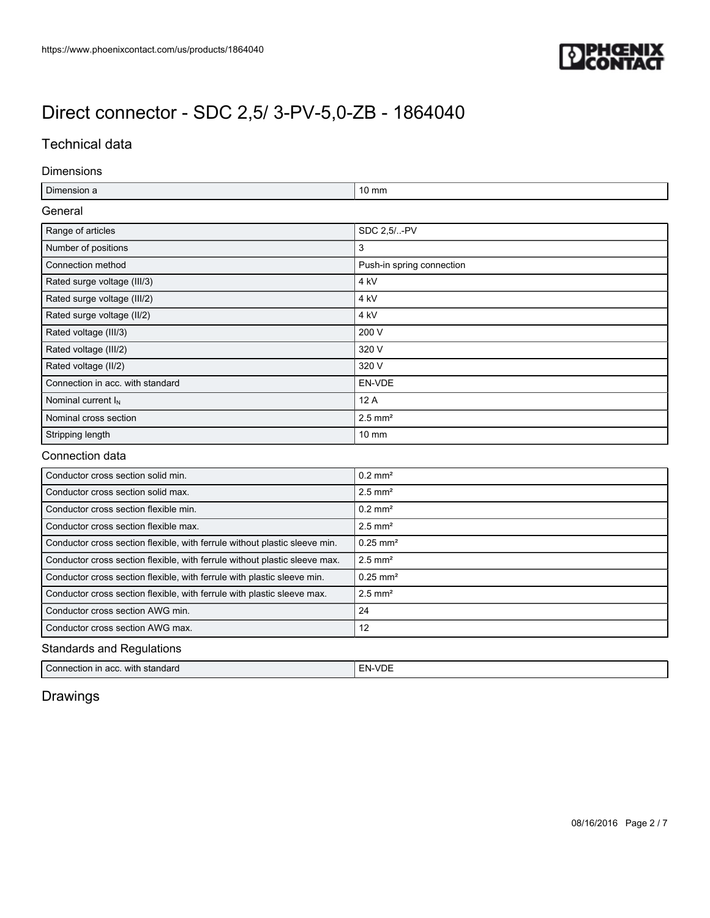# Direct connector - SDC 2,5/ 3-PV-5,0-ZB - 1864040

## Technical data

### Dimensions

| | |
|---|---|
| Dimension a | 10 mm |

### General

| | |
|---|---|
| Range of articles | SDC 2,5/..-PV |
| Number of positions | 3 |
| Connection method | Push-in spring connection |
| Rated surge voltage (III/3) | 4 kV |
| Rated surge voltage (III/2) | 4 kV |
| Rated surge voltage (II/2) | 4 kV |
| Rated voltage (III/3) | 200 V |
| Rated voltage (III/2) | 320 V |
| Rated voltage (II/2) | 320 V |
| Connection in acc. with standard | EN-VDE |
| Nominal current $I_N$ | 12 A |
| Nominal cross section | 2.5 mm² |
| Stripping length | 10 mm |

### Connection data

| | |
|---|---|
| Conductor cross section solid min. | 0.2 mm² |
| Conductor cross section solid max. | 2.5 mm² |
| Conductor cross section flexible min. | 0.2 mm² |
| Conductor cross section flexible max. | 2.5 mm² |
| Conductor cross section flexible, with ferrule without plastic sleeve min. | 0.25 mm² |
| Conductor cross section flexible, with ferrule without plastic sleeve max. | 2.5 mm² |
| Conductor cross section flexible, with ferrule with plastic sleeve min. | 0.25 mm² |
| Conductor cross section flexible, with ferrule with plastic sleeve max. | 2.5 mm² |
| Conductor cross section AWG min. | 24 |
| Conductor cross section AWG max. | 12 |

### Standards and Regulations

| | |
|---|---|
| Connection in acc. with standard | EN-VDE |

## Drawings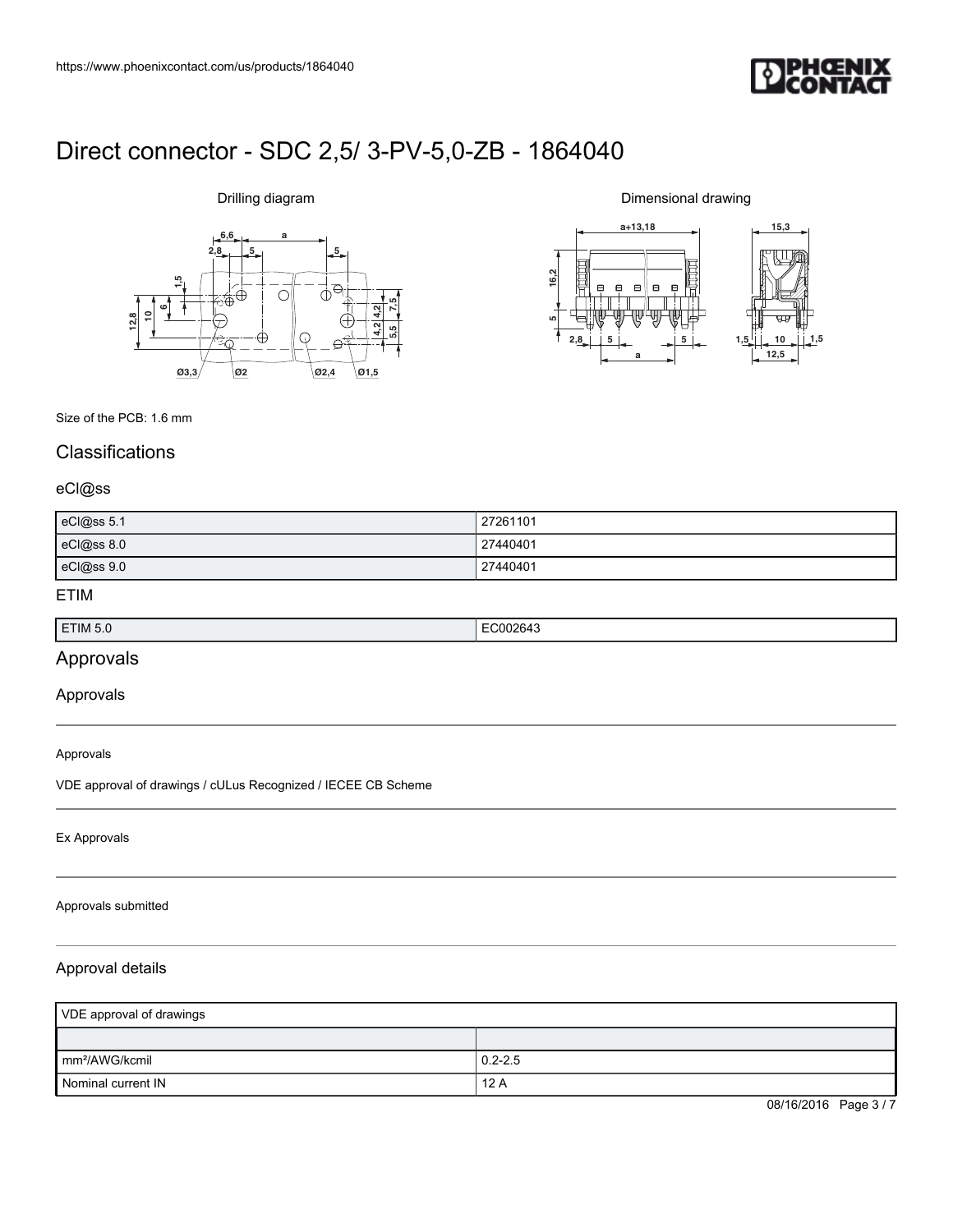# Direct connector - SDC 2,5/ 3-PV-5,0-ZB - 1864040

Drilling diagram

Dimensional drawing

Size of the PCB: 1.6 mm

## Classifications

### eCl@ss

| eCl@ss 5.1 | 27261101 |
|---|---|
| eCl@ss 8.0 | 27440401 |
| eCl@ss 9.0 | 27440401 |

### ETIM

| ETIM 5.0 | EC002643 |
|---|---|

## Approvals

### Approvals

Approvals

VDE approval of drawings / cULus Recognized / IECEE CB Scheme

Ex Approvals

Approvals submitted

### Approval details

| VDE approval of drawings | |
|---|---|
| | |
| mm²/AWG/kcmil | 0.2-2.5 |
| Nominal current IN | 12 A |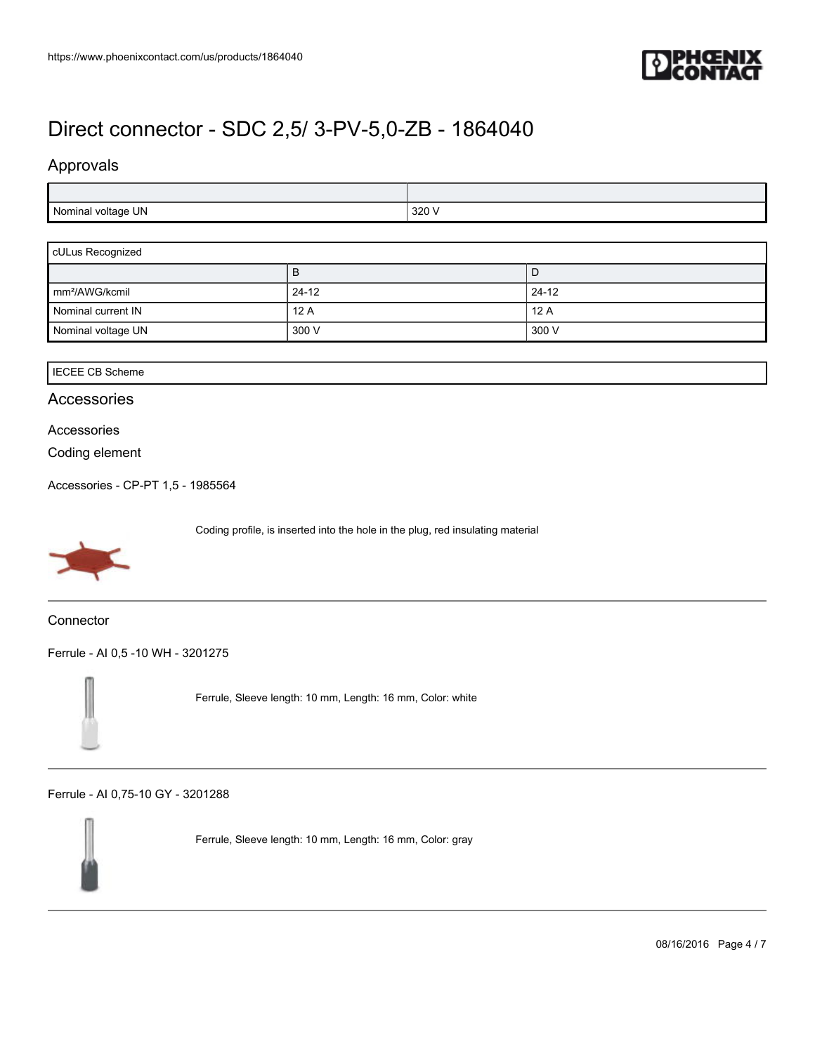# Direct connector - SDC 2,5/ 3-PV-5,0-ZB - 1864040

## Approvals

| | |
|---|---|
| Nominal voltage UN | 320 V |

| cULus Recognized | | |
|---|---|---|
| | B | D |
| mm²/AWG/kcmil | 24-12 | 24-12 |
| Nominal current IN | 12 A | 12 A |
| Nominal voltage UN | 300 V | 300 V |

| IECEE CB Scheme |
|---|

## Accessories

### Accessories

### Coding element

Accessories - CP-PT 1,5 - 1985564

Coding profile, is inserted into the hole in the plug, red insulating material

### Connector

Ferrule - AI 0,5 -10 WH - 3201275

Ferrule, Sleeve length: 10 mm, Length: 16 mm, Color: white

Ferrule - AI 0,75-10 GY - 3201288

Ferrule, Sleeve length: 10 mm, Length: 16 mm, Color: gray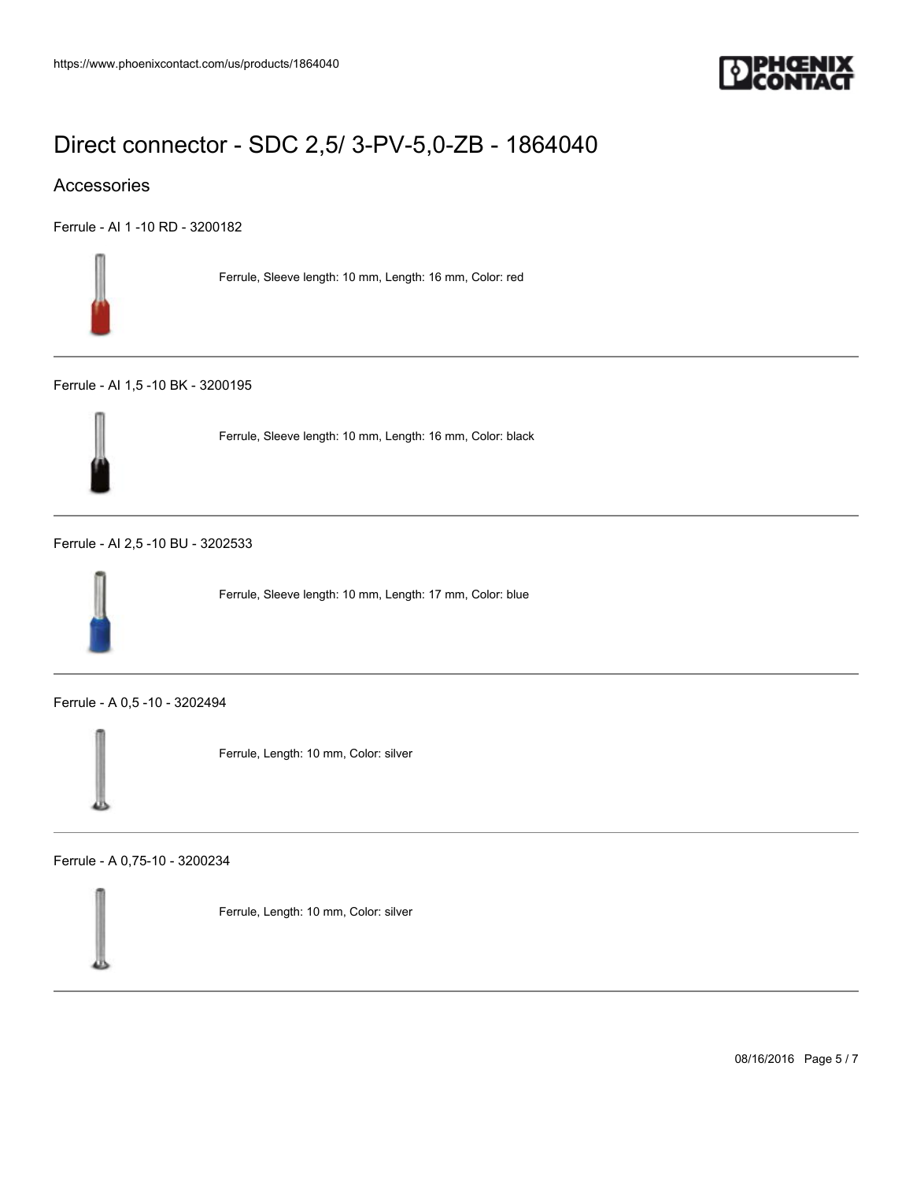# Direct connector - SDC 2,5/ 3-PV-5,0-ZB - 1864040

## Accessories

Ferrule - AI 1 -10 RD - 3200182

Ferrule, Sleeve length: 10 mm, Length: 16 mm, Color: red

---

Ferrule - AI 1,5 -10 BK - 3200195

Ferrule, Sleeve length: 10 mm, Length: 16 mm, Color: black

---

Ferrule - AI 2,5 -10 BU - 3202533

Ferrule, Sleeve length: 10 mm, Length: 17 mm, Color: blue

---

Ferrule - A 0,5 -10 - 3202494

Ferrule, Length: 10 mm, Color: silver

---

Ferrule - A 0,75-10 - 3200234

Ferrule, Length: 10 mm, Color: silver

---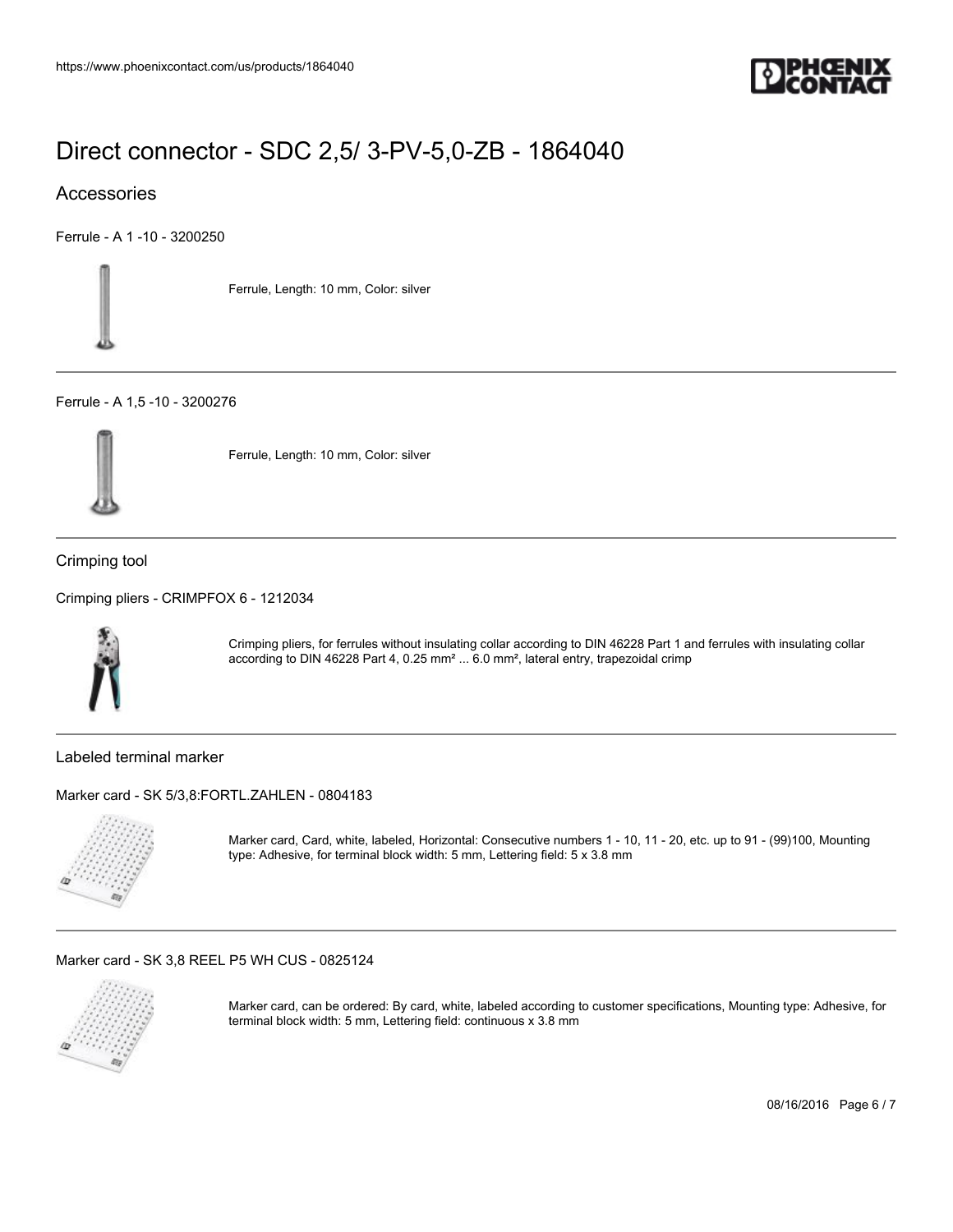# Direct connector - SDC 2,5/ 3-PV-5,0-ZB - 1864040

## Accessories

Ferrule - A 1 -10 - 3200250

Ferrule, Length: 10 mm, Color: silver

---

Ferrule - A 1,5 -10 - 3200276

Ferrule, Length: 10 mm, Color: silver

---

### Crimping tool

Crimping pliers - CRIMPFOX 6 - 1212034

Crimping pliers, for ferrules without insulating collar according to DIN 46228 Part 1 and ferrules with insulating collar according to DIN 46228 Part 4, 0.25 mm² ... 6.0 mm², lateral entry, trapezoidal crimp

---

### Labeled terminal marker

Marker card - SK 5/3,8:FORTL.ZAHLEN - 0804183

Marker card, Card, white, labeled, Horizontal: Consecutive numbers 1 - 10, 11 - 20, etc. up to 91 - (99)100, Mounting type: Adhesive, for terminal block width: 5 mm, Lettering field: 5 x 3.8 mm

---

Marker card - SK 3,8 REEL P5 WH CUS - 0825124

Marker card, can be ordered: By card, white, labeled according to customer specifications, Mounting type: Adhesive, for terminal block width: 5 mm, Lettering field: continuous x 3.8 mm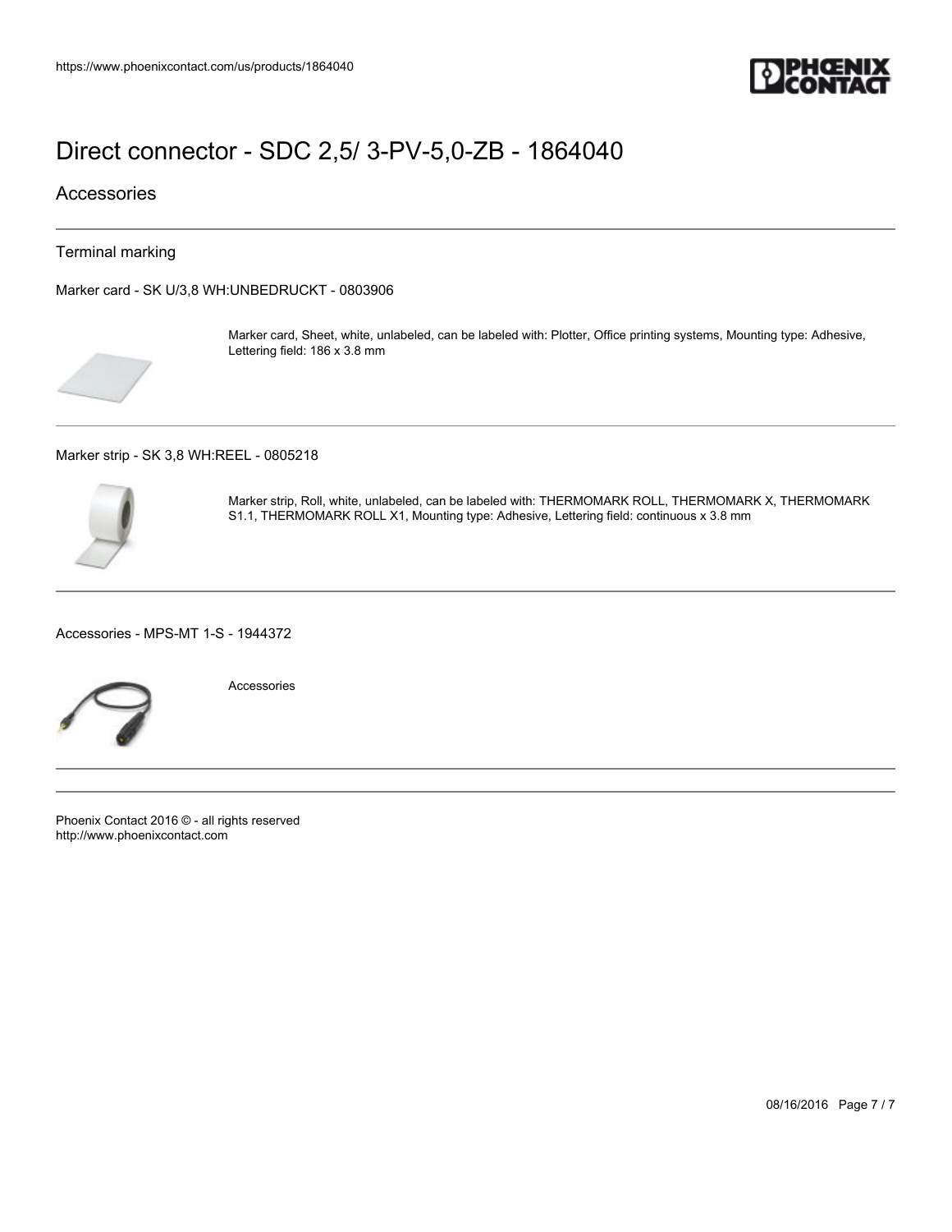# Direct connector - SDC 2,5/ 3-PV-5,0-ZB - 1864040

## Accessories

### Terminal marking

Marker card - SK U/3,8 WH:UNBEDRUCKT - 0803906

Marker card, Sheet, white, unlabeled, can be labeled with: Plotter, Office printing systems, Mounting type: Adhesive, Lettering field: 186 x 3.8 mm

Marker strip - SK 3,8 WH:REEL - 0805218

Marker strip, Roll, white, unlabeled, can be labeled with: THERMOMARK ROLL, THERMOMARK X, THERMOMARK S1.1, THERMOMARK ROLL X1, Mounting type: Adhesive, Lettering field: continuous x 3.8 mm

Accessories - MPS-MT 1-S - 1944372

Accessories

Phoenix Contact 2016 © - all rights reserved
http://www.phoenixcontact.com